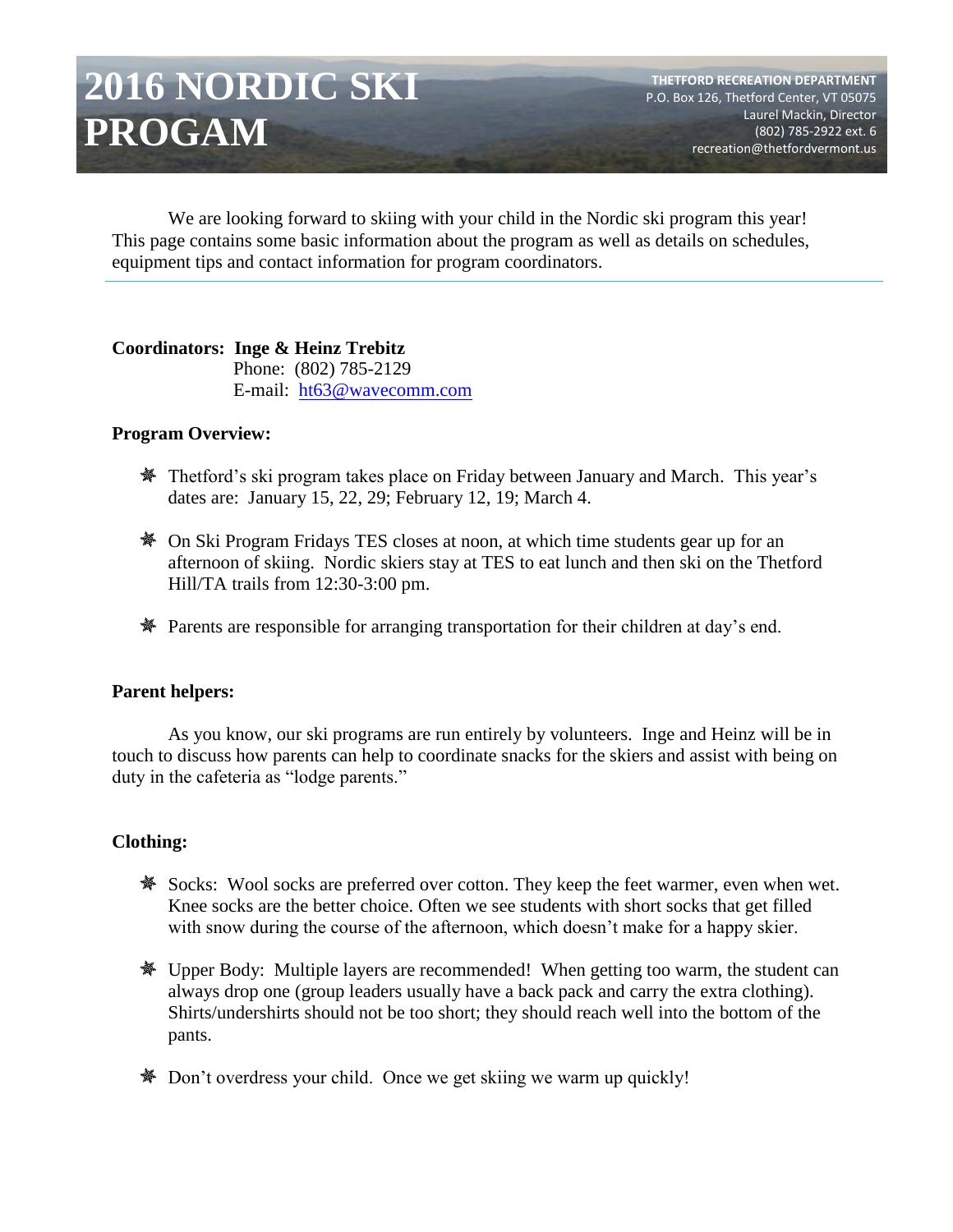# 2016 NORDIC SKI PROGAM

**THETFORD RECREATION DEPARTMENT**
P.O. Box 126, Thetford Center, VT 05075
Laurel Mackin, Director
(802) 785-2922 ext. 6
recreation@thetfordvermont.us

We are looking forward to skiing with your child in the Nordic ski program this year! This page contains some basic information about the program as well as details on schedules, equipment tips and contact information for program coordinators.

---

**Coordinators: Inge & Heinz Trebitz**
Phone: (802) 785-2129
E-mail: ht63@wavecomm.com

**Program Overview:**

- Thetford's ski program takes place on Friday between January and March. This year's dates are: January 15, 22, 29; February 12, 19; March 4.
- On Ski Program Fridays TES closes at noon, at which time students gear up for an afternoon of skiing. Nordic skiers stay at TES to eat lunch and then ski on the Thetford Hill/TA trails from 12:30-3:00 pm.
- Parents are responsible for arranging transportation for their children at day's end.

**Parent helpers:**

As you know, our ski programs are run entirely by volunteers. Inge and Heinz will be in touch to discuss how parents can help to coordinate snacks for the skiers and assist with being on duty in the cafeteria as "lodge parents."

**Clothing:**

- Socks: Wool socks are preferred over cotton. They keep the feet warmer, even when wet. Knee socks are the better choice. Often we see students with short socks that get filled with snow during the course of the afternoon, which doesn't make for a happy skier.
- Upper Body: Multiple layers are recommended! When getting too warm, the student can always drop one (group leaders usually have a back pack and carry the extra clothing). Shirts/undershirts should not be too short; they should reach well into the bottom of the pants.
- Don't overdress your child. Once we get skiing we warm up quickly!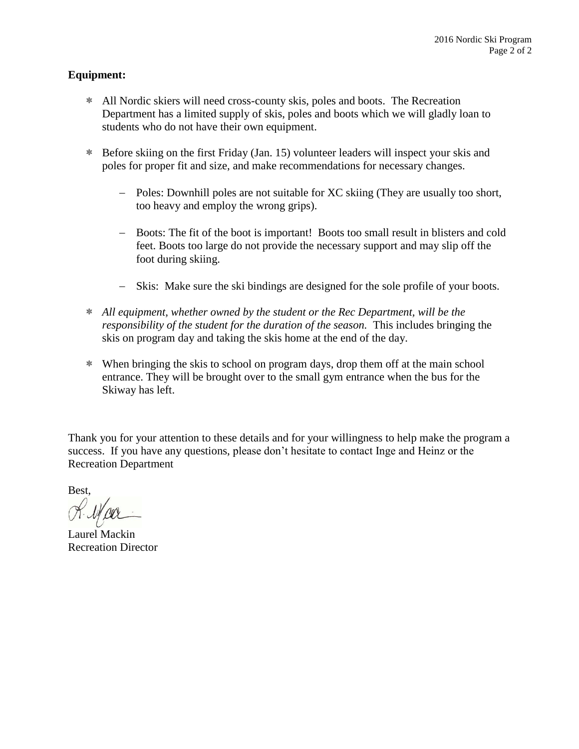**Equipment:**

- All Nordic skiers will need cross-county skis, poles and boots. The Recreation Department has a limited supply of skis, poles and boots which we will gladly loan to students who do not have their own equipment.
- Before skiing on the first Friday (Jan. 15) volunteer leaders will inspect your skis and poles for proper fit and size, and make recommendations for necessary changes.
  - Poles: Downhill poles are not suitable for XC skiing (They are usually too short, too heavy and employ the wrong grips).
  - Boots: The fit of the boot is important! Boots too small result in blisters and cold feet. Boots too large do not provide the necessary support and may slip off the foot during skiing.
  - Skis: Make sure the ski bindings are designed for the sole profile of your boots.
- *All equipment, whether owned by the student or the Rec Department, will be the responsibility of the student for the duration of the season.* This includes bringing the skis on program day and taking the skis home at the end of the day.
- When bringing the skis to school on program days, drop them off at the main school entrance. They will be brought over to the small gym entrance when the bus for the Skiway has left.

Thank you for your attention to these details and for your willingness to help make the program a success. If you have any questions, please don't hesitate to contact Inge and Heinz or the Recreation Department

Best,

Laurel Mackin
Recreation Director